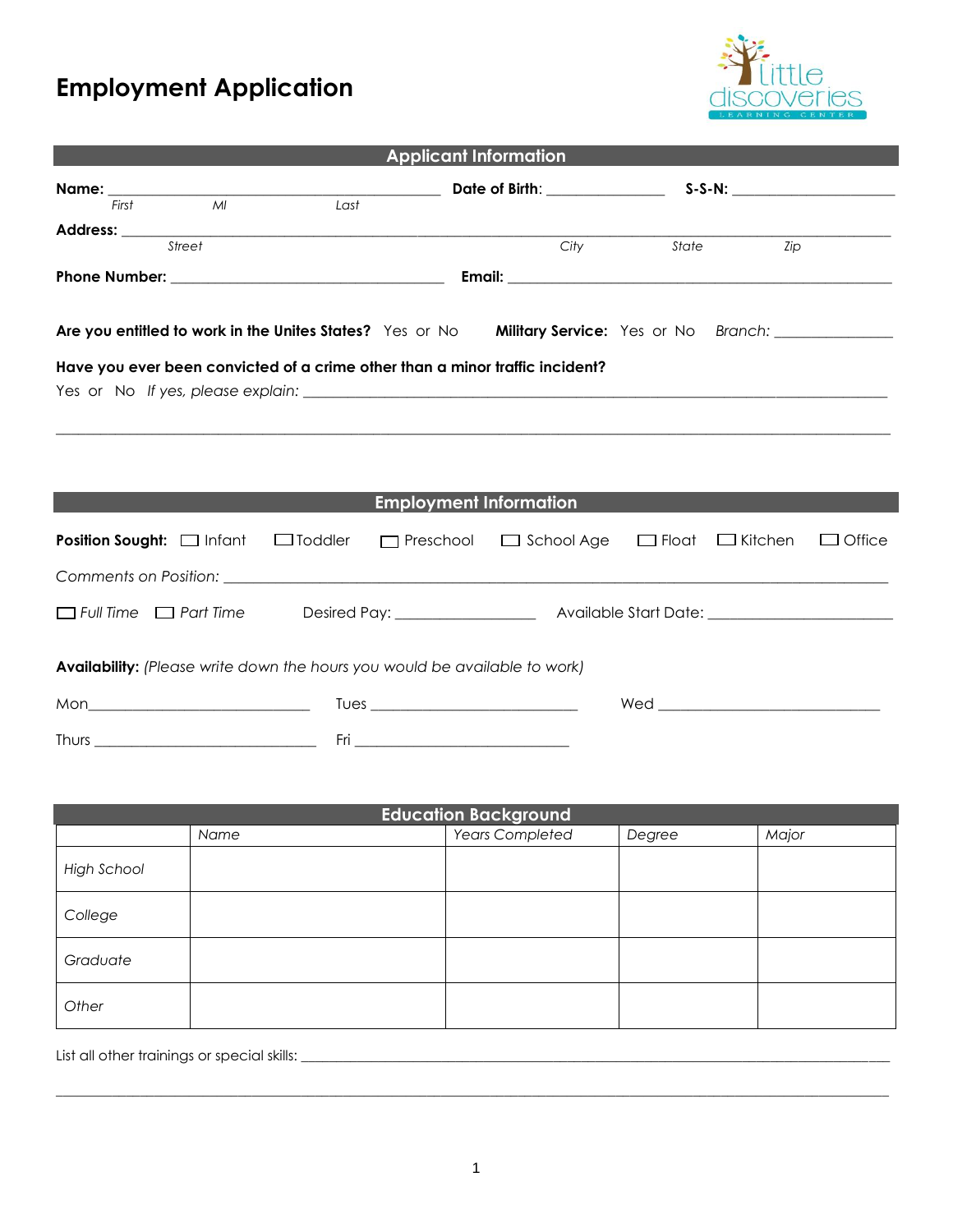# Employment Application

little discoveries LEARNING CENTER

## Applicant Information

**Name:** ________________________________________ **Date of Birth:** _______________ **S-S-N:** ____________________

*First* *MI* *Last*

**Address:** ______________________________________________________________________________________

*Street* *City* *State* *Zip*

**Phone Number:** ____________________________________ **Email:** ____________________________________________

**Are you entitled to work in the Unites States?** Yes or No **Military Service:** Yes or No *Branch:* _______________

**Have you ever been convicted of a crime other than a minor traffic incident?**

Yes or No *If yes, please explain:* ______________________________________________________________________

_______________________________________________________________________________________________

## Employment Information

**Position Sought:** ☐ Infant ☐ Toddler ☐ Preschool ☐ School Age ☐ Float ☐ Kitchen ☐ Office

*Comments on Position:* ______________________________________________________________________________

☐ *Full Time* ☐ *Part Time* Desired Pay: _________________ Available Start Date: _______________________

**Availability:** *(Please write down the hours you would be available to work)*

Mon_____________________________ Tues ___________________________ Wed ____________________________

Thurs ____________________________ Fri ____________________________

## Education Background

| | *Name* | *Years Completed* | *Degree* | *Major* |
|---|---|---|---|---|
| *High School* | | | | |
| *College* | | | | |
| *Graduate* | | | | |
| *Other* | | | | |

List all other trainings or special skills: ____________________________________________________________________

_______________________________________________________________________________________________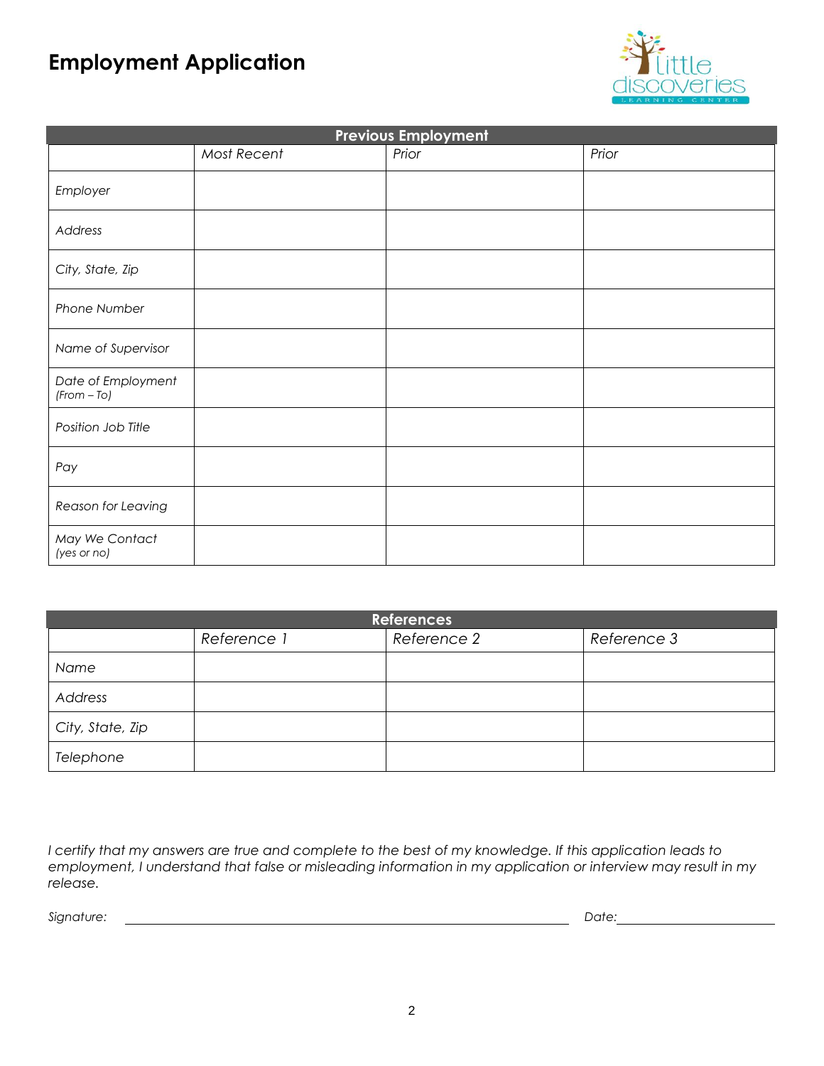# Employment Application

little discoveries LEARNING CENTER

| Previous Employment | | | |
|---|---|---|---|
| | *Most Recent* | *Prior* | *Prior* |
| *Employer* | | | |
| *Address* | | | |
| *City, State, Zip* | | | |
| *Phone Number* | | | |
| *Name of Supervisor* | | | |
| *Date of Employment (From – To)* | | | |
| *Position Job Title* | | | |
| *Pay* | | | |
| *Reason for Leaving* | | | |
| *May We Contact (yes or no)* | | | |

| References | | | |
|---|---|---|---|
| | *Reference 1* | *Reference 2* | *Reference 3* |
| *Name* | | | |
| *Address* | | | |
| *City, State, Zip* | | | |
| *Telephone* | | | |

*I certify that my answers are true and complete to the best of my knowledge. If this application leads to employment, I understand that false or misleading information in my application or interview may result in my release.*

*Signature:* ______________________________ *Date:* ____________________